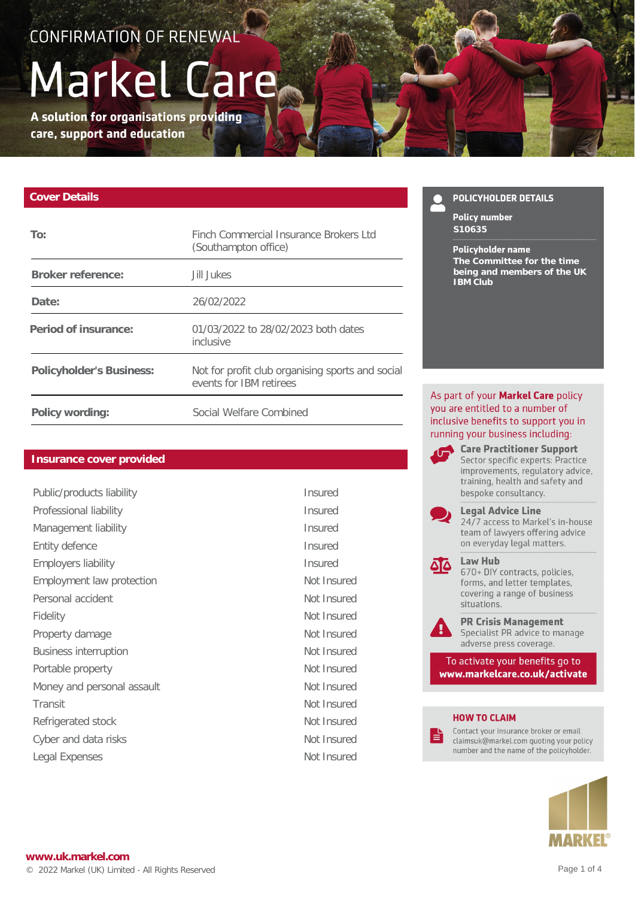CONFIRMATION OF RENEWAL

# Markel Care

**A solution for organisations providing care, support and education**

## Cover Details

| | |
|---|---|
| **To:** | Finch Commercial Insurance Brokers Ltd (Southampton office) |
| **Broker reference:** | Jill Jukes |
| **Date:** | 26/02/2022 |
| **Period of insurance:** | 01/03/2022 to 28/02/2023 both dates inclusive |
| **Policyholder's Business:** | Not for profit club organising sports and social events for IBM retirees |
| **Policy wording:** | Social Welfare Combined |

## Insurance cover provided

| | |
|---|---|
| Public/products liability | Insured |
| Professional liability | Insured |
| Management liability | Insured |
| Entity defence | Insured |
| Employers liability | Insured |
| Employment law protection | Not Insured |
| Personal accident | Not Insured |
| Fidelity | Not Insured |
| Property damage | Not Insured |
| Business interruption | Not Insured |
| Portable property | Not Insured |
| Money and personal assault | Not Insured |
| Transit | Not Insured |
| Refrigerated stock | Not Insured |
| Cyber and data risks | Not Insured |
| Legal Expenses | Not Insured |

### POLICYHOLDER DETAILS

**Policy number**
**S10635**

**Policyholder name**
**The Committee for the time being and members of the UK IBM Club**

As part of your **Markel Care** policy you are entitled to a number of inclusive benefits to support you in running your business including:

**Care Practitioner Support**
Sector specific experts: Practice improvements, regulatory advice, training, health and safety and bespoke consultancy.

**Legal Advice Line**
24/7 access to Markel's in-house team of lawyers offering advice on everyday legal matters.

**Law Hub**
670+ DIY contracts, policies, forms, and letter templates, covering a range of business situations.

**PR Crisis Management**
Specialist PR advice to manage adverse press coverage.

To activate your benefits go to **www.markelcare.co.uk/activate**

### HOW TO CLAIM

Contact your insurance broker or email claimsuk@markel.com quoting your policy number and the name of the policyholder.

MARKEL®

**www.uk.markel.com**

© 2022 Markel (UK) Limited - All Rights Reserved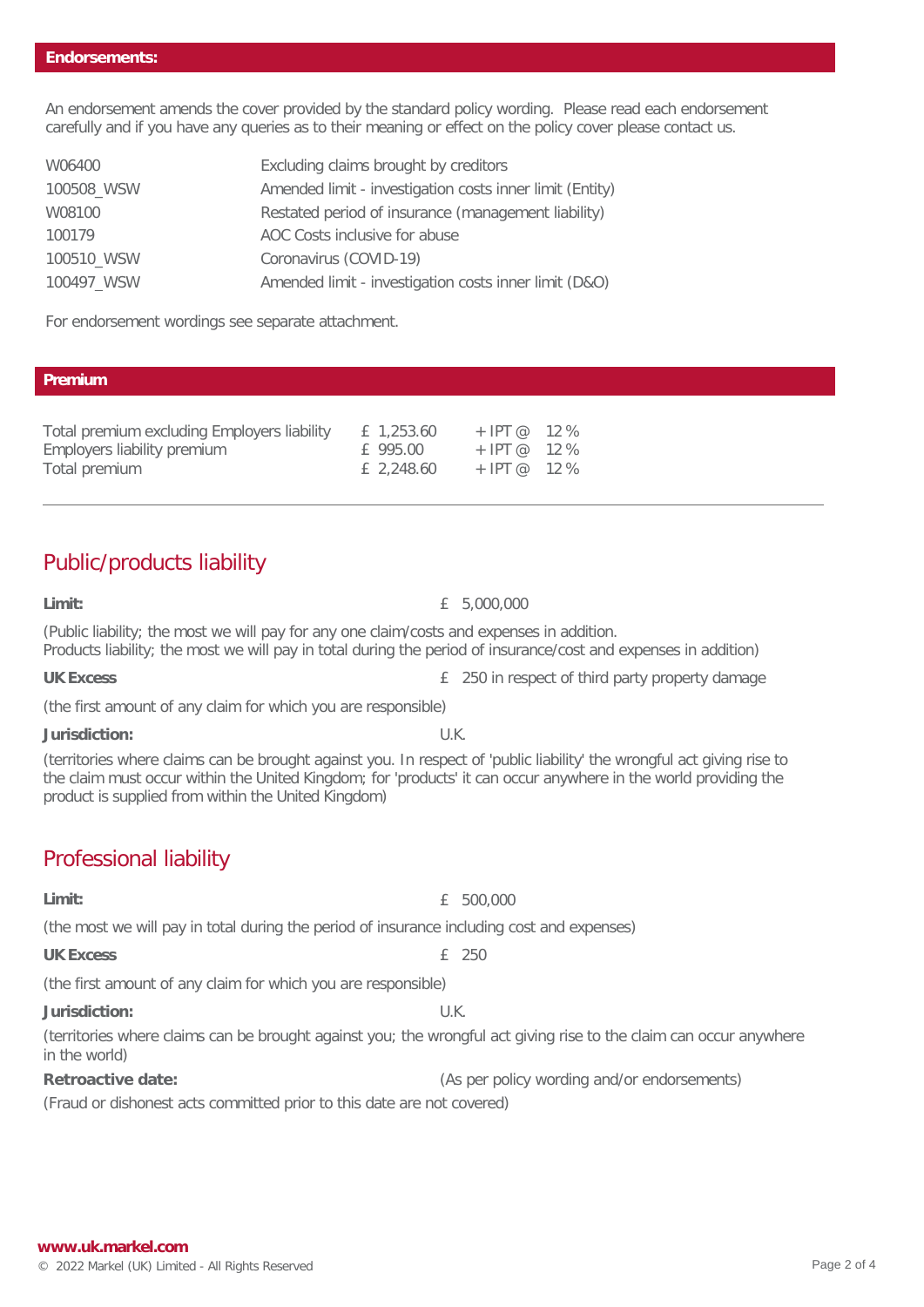## Endorsements:

An endorsement amends the cover provided by the standard policy wording. Please read each endorsement carefully and if you have any queries as to their meaning or effect on the policy cover please contact us.

| | |
|---|---|
| W06400 | Excluding claims brought by creditors |
| 100508_WSW | Amended limit - investigation costs inner limit (Entity) |
| W08100 | Restated period of insurance (management liability) |
| 100179 | AOC Costs inclusive for abuse |
| 100510_WSW | Coronavirus (COVID-19) |
| 100497_WSW | Amended limit - investigation costs inner limit (D&O) |

For endorsement wordings see separate attachment.

## Premium

| | | |
|---|---|---|
| Total premium excluding Employers liability | £ 1,253.60 | + IPT @ 12 % |
| Employers liability premium | £ 995.00 | + IPT @ 12 % |
| Total premium | £ 2,248.60 | + IPT @ 12 % |

---

## Public/products liability

**Limit:** £ 5,000,000

(Public liability; the most we will pay for any one claim/costs and expenses in addition.
Products liability; the most we will pay in total during the period of insurance/cost and expenses in addition)

**UK Excess** £ 250 in respect of third party property damage

(the first amount of any claim for which you are responsible)

**Jurisdiction:** U.K.

(territories where claims can be brought against you. In respect of 'public liability' the wrongful act giving rise to the claim must occur within the United Kingdom; for 'products' it can occur anywhere in the world providing the product is supplied from within the United Kingdom)

## Professional liability

**Limit:** £ 500,000

(the most we will pay in total during the period of insurance including cost and expenses)

**UK Excess** £ 250

(the first amount of any claim for which you are responsible)

**Jurisdiction:** U.K.

(territories where claims can be brought against you; the wrongful act giving rise to the claim can occur anywhere in the world)

**Retroactive date:** (As per policy wording and/or endorsements)

(Fraud or dishonest acts committed prior to this date are not covered)

www.uk.markel.com

© 2022 Markel (UK) Limited - All Rights Reserved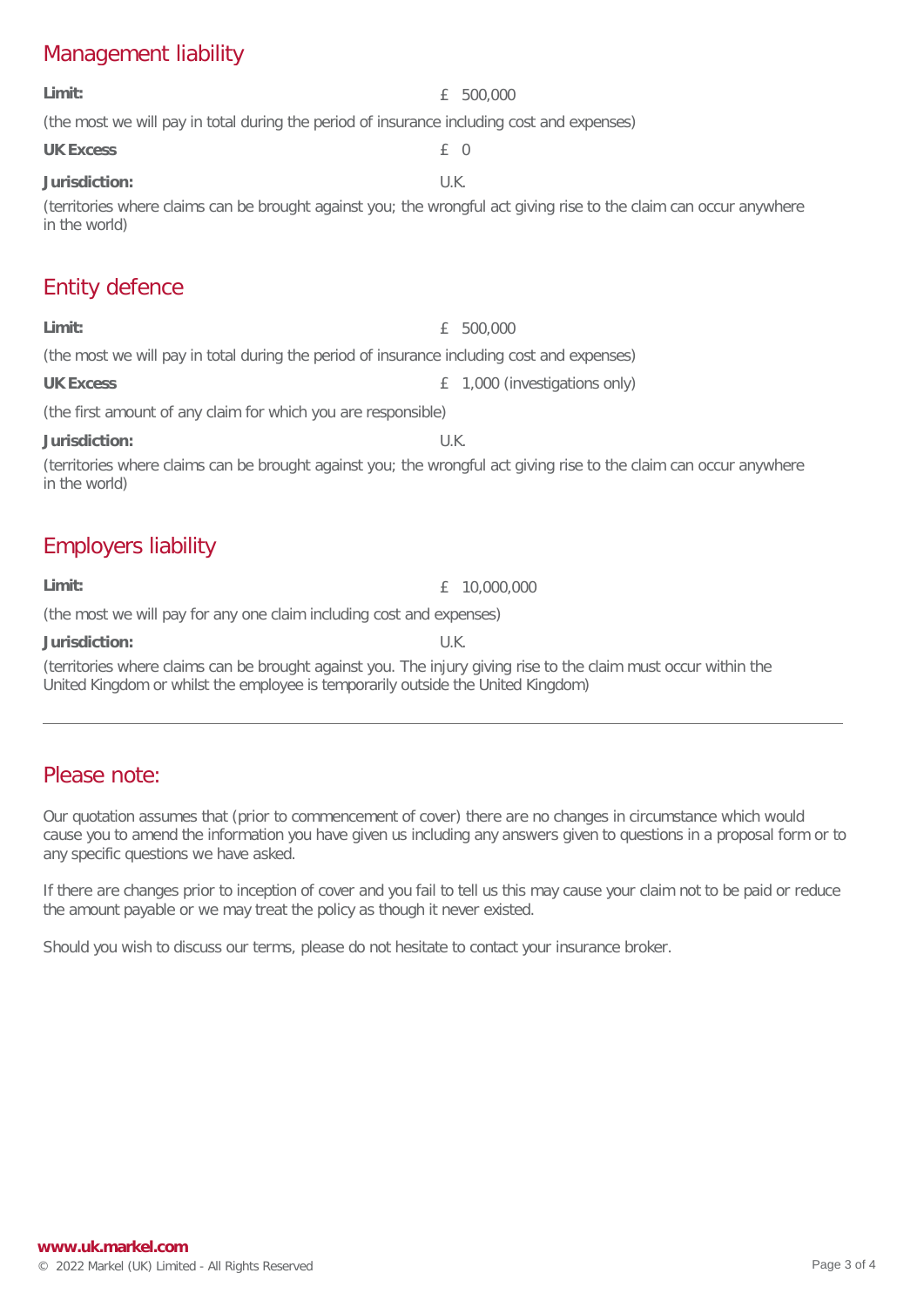## Management liability

**Limit:** £ 500,000

(the most we will pay in total during the period of insurance including cost and expenses)

**UK Excess** £ 0

**Jurisdiction:** U.K.

(territories where claims can be brought against you; the wrongful act giving rise to the claim can occur anywhere in the world)

## Entity defence

**Limit:** £ 500,000

(the most we will pay in total during the period of insurance including cost and expenses)

**UK Excess** £ 1,000 (investigations only)

(the first amount of any claim for which you are responsible)

**Jurisdiction:** U.K.

(territories where claims can be brought against you; the wrongful act giving rise to the claim can occur anywhere in the world)

## Employers liability

**Limit:** £ 10,000,000

(the most we will pay for any one claim including cost and expenses)

**Jurisdiction:** U.K.

(territories where claims can be brought against you. The injury giving rise to the claim must occur within the United Kingdom or whilst the employee is temporarily outside the United Kingdom)

---

## Please note:

Our quotation assumes that (prior to commencement of cover) there are no changes in circumstance which would cause you to amend the information you have given us including any answers given to questions in a proposal form or to any specific questions we have asked.

If there are changes prior to inception of cover and you fail to tell us this may cause your claim not to be paid or reduce the amount payable or we may treat the policy as though it never existed.

Should you wish to discuss our terms, please do not hesitate to contact your insurance broker.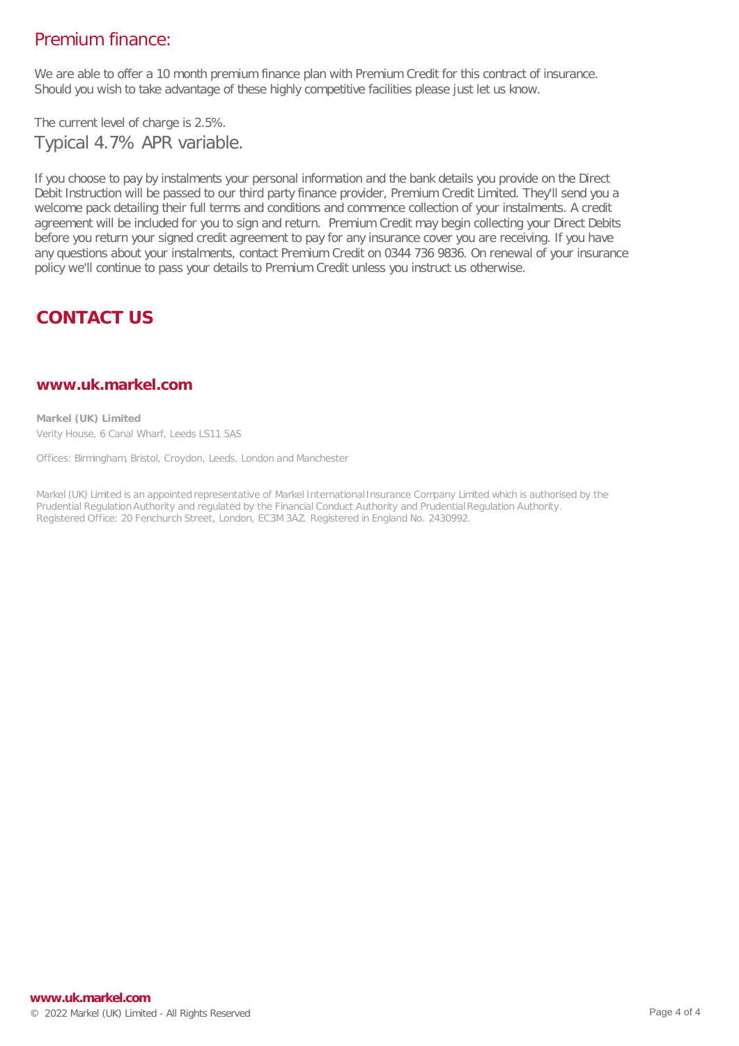## Premium finance:

We are able to offer a 10 month premium finance plan with Premium Credit for this contract of insurance. Should you wish to take advantage of these highly competitive facilities please just let us know.

The current level of charge is 2.5%.

Typical 4.7% APR variable.

If you choose to pay by instalments your personal information and the bank details you provide on the Direct Debit Instruction will be passed to our third party finance provider, Premium Credit Limited. They'll send you a welcome pack detailing their full terms and conditions and commence collection of your instalments. A credit agreement will be included for you to sign and return. Premium Credit may begin collecting your Direct Debits before you return your signed credit agreement to pay for any insurance cover you are receiving. If you have any questions about your instalments, contact Premium Credit on 0344 736 9836. On renewal of your insurance policy we'll continue to pass your details to Premium Credit unless you instruct us otherwise.

## CONTACT US

**www.uk.markel.com**

**Markel (UK) Limited**
Verity House, 6 Canal Wharf, Leeds LS11 5AS

Offices: Birmingham, Bristol, Croydon, Leeds, London and Manchester

Markel (UK) Limited is an appointed representative of Markel International Insurance Company Limited which is authorised by the Prudential Regulation Authority and regulated by the Financial Conduct Authority and Prudential Regulation Authority. Registered Office: 20 Fenchurch Street, London, EC3M 3AZ. Registered in England No. 2430992.

© 2022 Markel (UK) Limited - All Rights Reserved